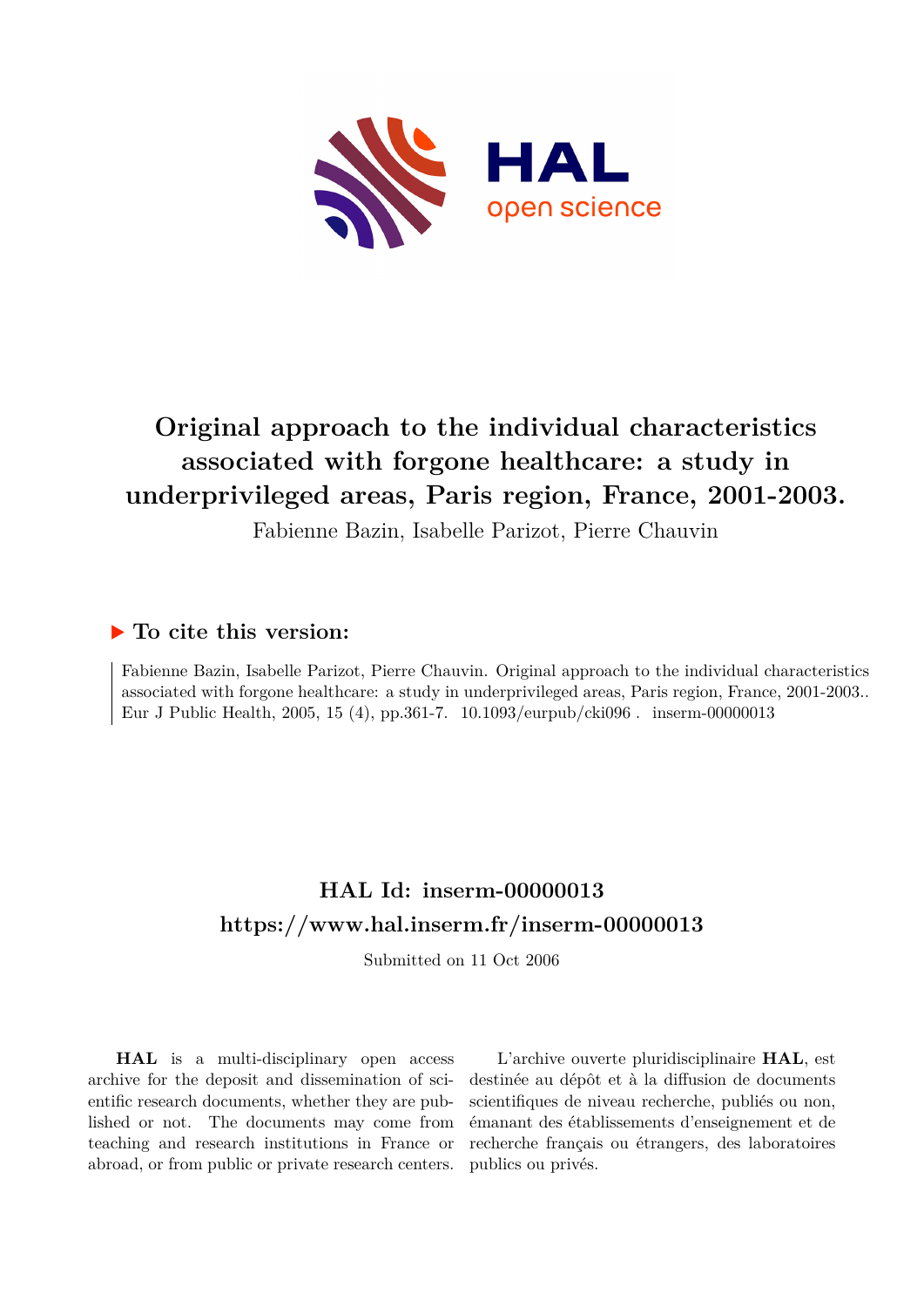# Original approach to the individual characteristics associated with forgone healthcare: a study in underprivileged areas, Paris region, France, 2001-2003.

Fabienne Bazin, Isabelle Parizot, Pierre Chauvin

## To cite this version:

Fabienne Bazin, Isabelle Parizot, Pierre Chauvin. Original approach to the individual characteristics associated with forgone healthcare: a study in underprivileged areas, Paris region, France, 2001-2003.. Eur J Public Health, 2005, 15 (4), pp.361-7. 10.1093/eurpub/cki096 . inserm-00000013

## HAL Id: inserm-00000013
## https://www.hal.inserm.fr/inserm-00000013

Submitted on 11 Oct 2006

**HAL** is a multi-disciplinary open access archive for the deposit and dissemination of scientific research documents, whether they are published or not. The documents may come from teaching and research institutions in France or abroad, or from public or private research centers.

L'archive ouverte pluridisciplinaire **HAL**, est destinée au dépôt et à la diffusion de documents scientifiques de niveau recherche, publiés ou non, émanant des établissements d'enseignement et de recherche français ou étrangers, des laboratoires publics ou privés.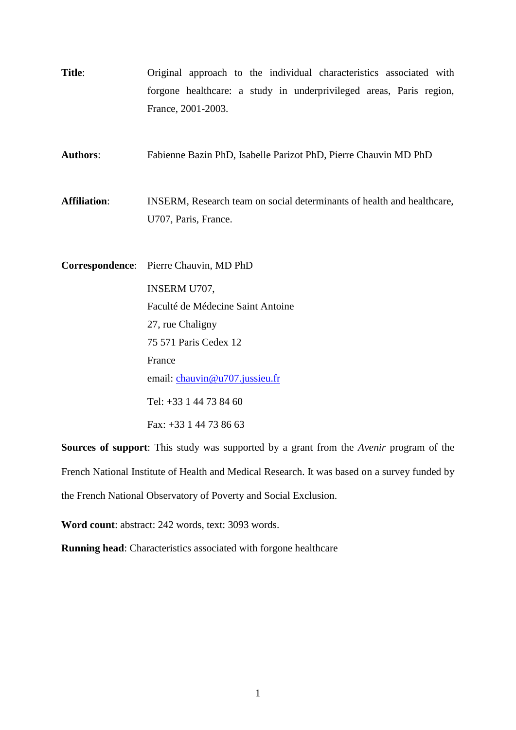**Title**: Original approach to the individual characteristics associated with forgone healthcare: a study in underprivileged areas, Paris region, France, 2001-2003.

**Authors**: Fabienne Bazin PhD, Isabelle Parizot PhD, Pierre Chauvin MD PhD

**Affiliation**: INSERM, Research team on social determinants of health and healthcare, U707, Paris, France.

**Correspondence**: Pierre Chauvin, MD PhD

INSERM U707,
Faculté de Médecine Saint Antoine
27, rue Chaligny
75 571 Paris Cedex 12
France
email: chauvin@u707.jussieu.fr

Tel: +33 1 44 73 84 60

Fax: +33 1 44 73 86 63

**Sources of support**: This study was supported by a grant from the *Avenir* program of the French National Institute of Health and Medical Research. It was based on a survey funded by the French National Observatory of Poverty and Social Exclusion.

**Word count**: abstract: 242 words, text: 3093 words.

**Running head**: Characteristics associated with forgone healthcare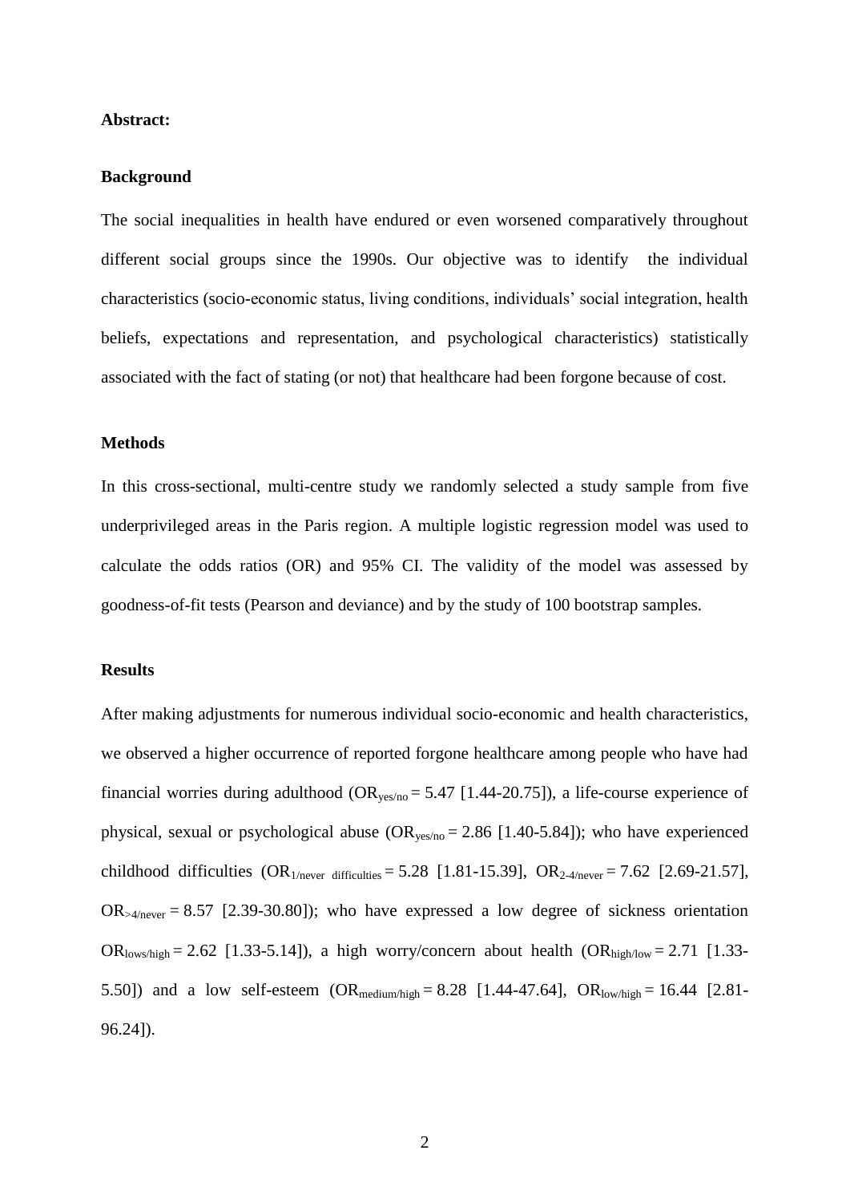**Abstract:**

**Background**

The social inequalities in health have endured or even worsened comparatively throughout different social groups since the 1990s. Our objective was to identify the individual characteristics (socio-economic status, living conditions, individuals' social integration, health beliefs, expectations and representation, and psychological characteristics) statistically associated with the fact of stating (or not) that healthcare had been forgone because of cost.

**Methods**

In this cross-sectional, multi-centre study we randomly selected a study sample from five underprivileged areas in the Paris region. A multiple logistic regression model was used to calculate the odds ratios (OR) and 95% CI. The validity of the model was assessed by goodness-of-fit tests (Pearson and deviance) and by the study of 100 bootstrap samples.

**Results**

After making adjustments for numerous individual socio-economic and health characteristics, we observed a higher occurrence of reported forgone healthcare among people who have had financial worries during adulthood ($OR_{yes/no} = 5.47$ [1.44-20.75]), a life-course experience of physical, sexual or psychological abuse ($OR_{yes/no} = 2.86$ [1.40-5.84]); who have experienced childhood difficulties ($OR_{1/never\ difficulties} = 5.28$ [1.81-15.39], $OR_{2\text{-}4/never} = 7.62$ [2.69-21.57], $OR_{>4/never} = 8.57$ [2.39-30.80]); who have expressed a low degree of sickness orientation $OR_{lows/high} = 2.62$ [1.33-5.14]), a high worry/concern about health ($OR_{high/low} = 2.71$ [1.33-5.50]) and a low self-esteem ($OR_{medium/high} = 8.28$ [1.44-47.64], $OR_{low/high} = 16.44$ [2.81-96.24]).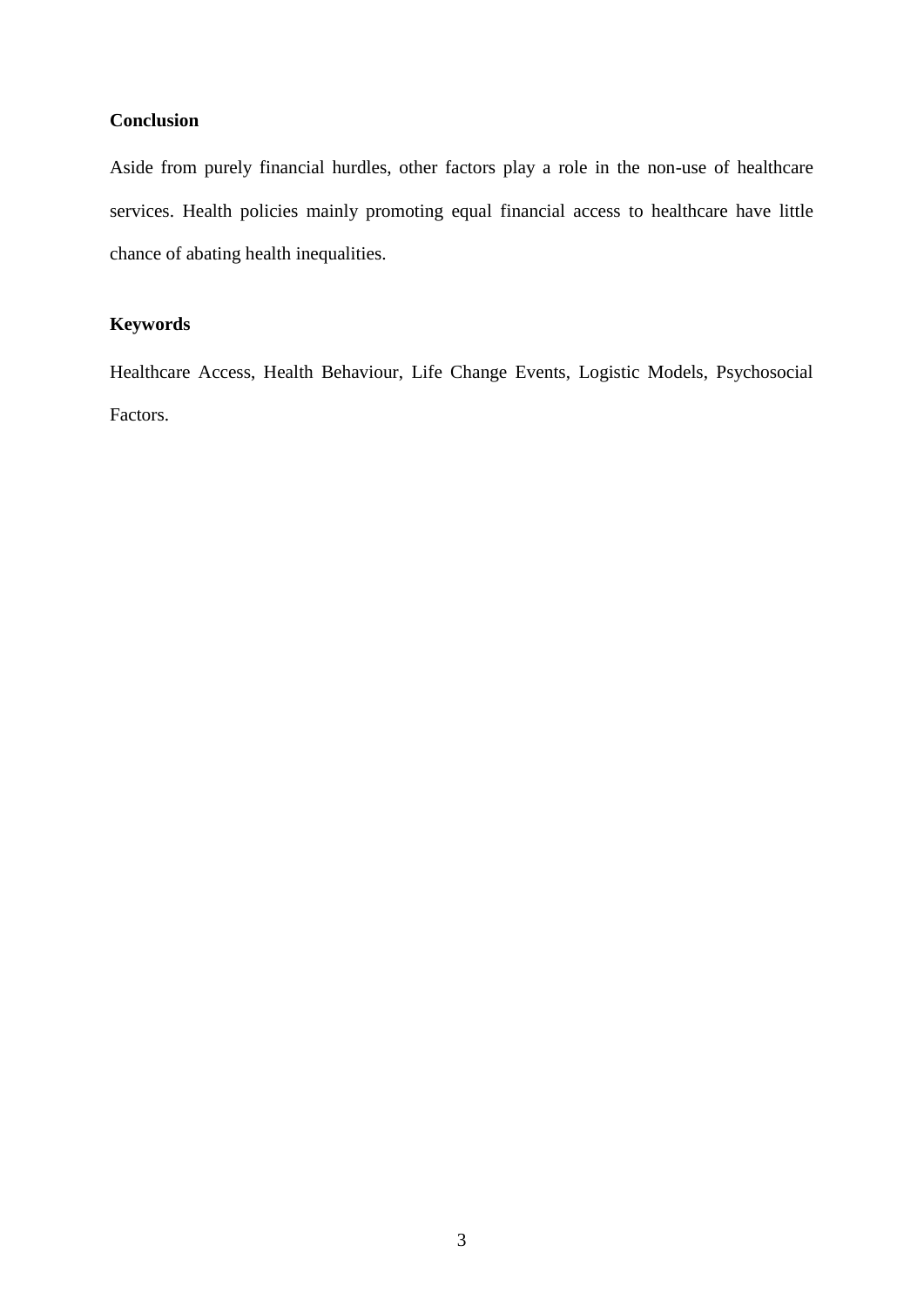**Conclusion**

Aside from purely financial hurdles, other factors play a role in the non-use of healthcare services. Health policies mainly promoting equal financial access to healthcare have little chance of abating health inequalities.

**Keywords**

Healthcare Access, Health Behaviour, Life Change Events, Logistic Models, Psychosocial Factors.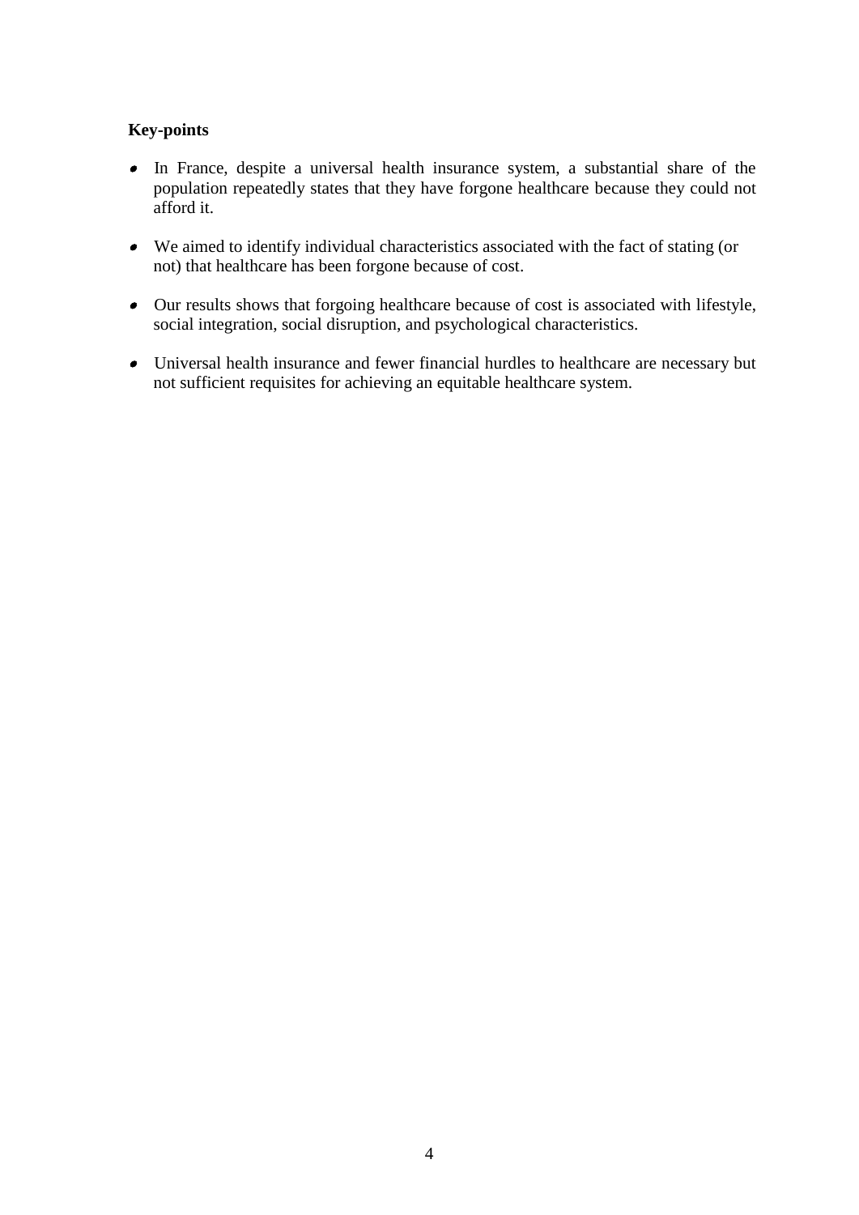**Key-points**

- In France, despite a universal health insurance system, a substantial share of the population repeatedly states that they have forgone healthcare because they could not afford it.
- We aimed to identify individual characteristics associated with the fact of stating (or not) that healthcare has been forgone because of cost.
- Our results shows that forgoing healthcare because of cost is associated with lifestyle, social integration, social disruption, and psychological characteristics.
- Universal health insurance and fewer financial hurdles to healthcare are necessary but not sufficient requisites for achieving an equitable healthcare system.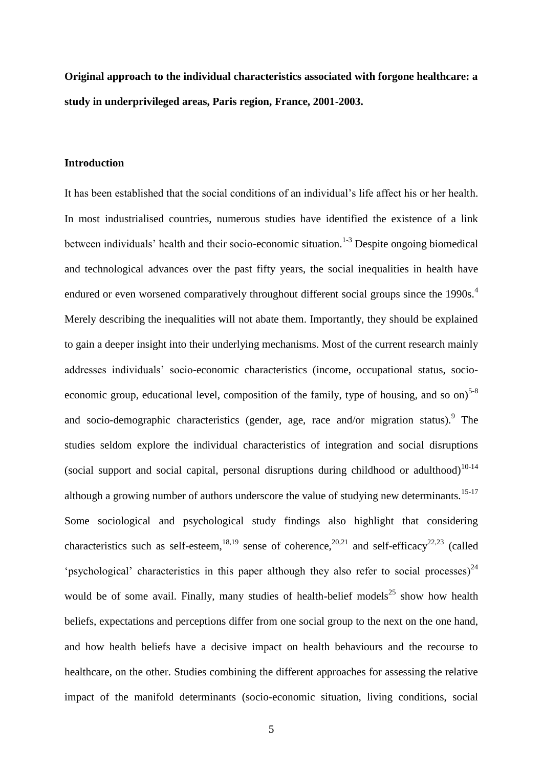**Original approach to the individual characteristics associated with forgone healthcare: a study in underprivileged areas, Paris region, France, 2001-2003.**

## Introduction

It has been established that the social conditions of an individual's life affect his or her health. In most industrialised countries, numerous studies have identified the existence of a link between individuals' health and their socio-economic situation.[1-3] Despite ongoing biomedical and technological advances over the past fifty years, the social inequalities in health have endured or even worsened comparatively throughout different social groups since the 1990s.[4] Merely describing the inequalities will not abate them. Importantly, they should be explained to gain a deeper insight into their underlying mechanisms. Most of the current research mainly addresses individuals' socio-economic characteristics (income, occupational status, socio-economic group, educational level, composition of the family, type of housing, and so on)[5-8] and socio-demographic characteristics (gender, age, race and/or migration status).[9] The studies seldom explore the individual characteristics of integration and social disruptions (social support and social capital, personal disruptions during childhood or adulthood)[10-14] although a growing number of authors underscore the value of studying new determinants.[15-17] Some sociological and psychological study findings also highlight that considering characteristics such as self-esteem,[18,19] sense of coherence,[20,21] and self-efficacy[22,23] (called 'psychological' characteristics in this paper although they also refer to social processes)[24] would be of some avail. Finally, many studies of health-belief models[25] show how health beliefs, expectations and perceptions differ from one social group to the next on the one hand, and how health beliefs have a decisive impact on health behaviours and the recourse to healthcare, on the other. Studies combining the different approaches for assessing the relative impact of the manifold determinants (socio-economic situation, living conditions, social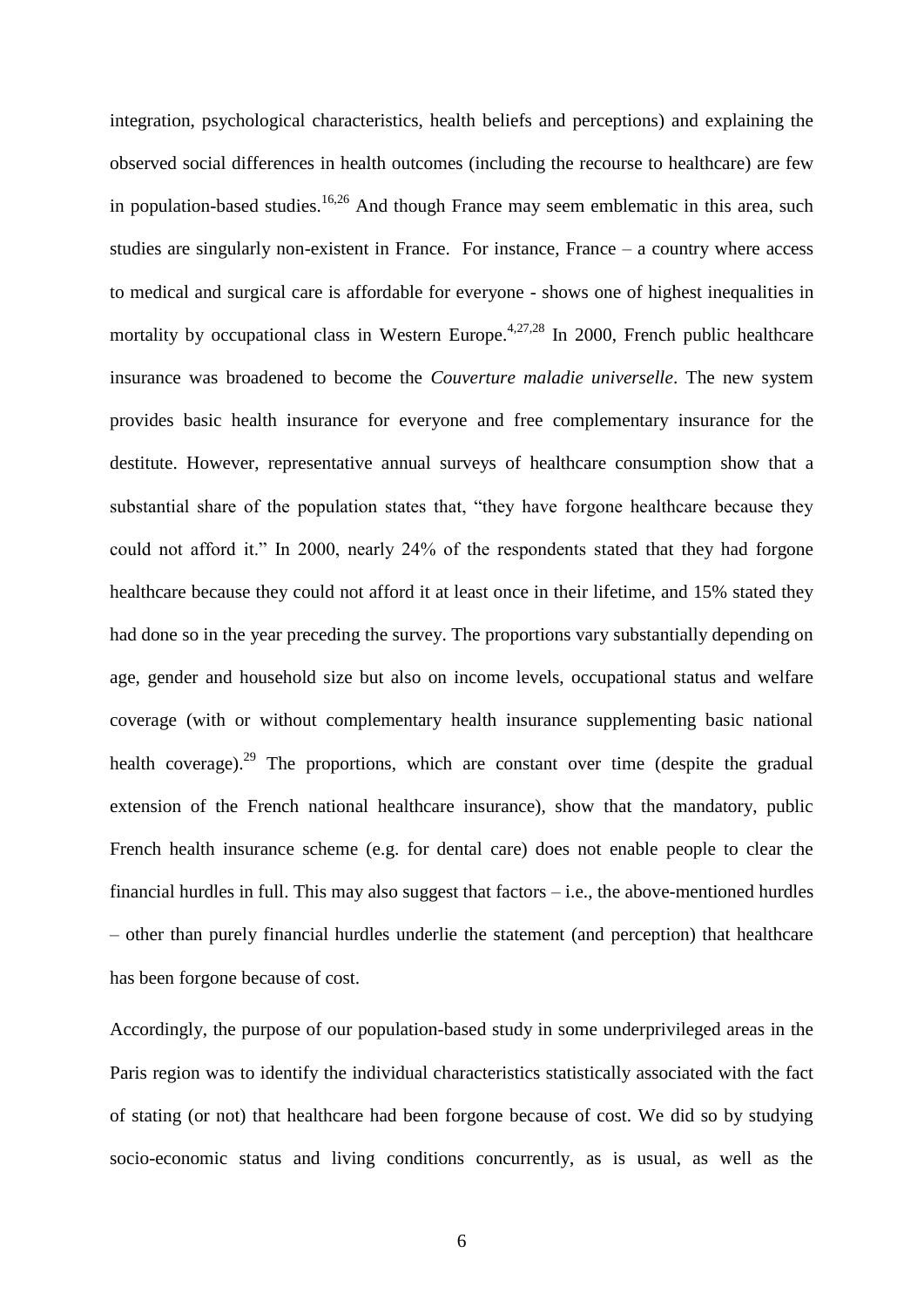integration, psychological characteristics, health beliefs and perceptions) and explaining the observed social differences in health outcomes (including the recourse to healthcare) are few in population-based studies.[16,26] And though France may seem emblematic in this area, such studies are singularly non-existent in France. For instance, France – a country where access to medical and surgical care is affordable for everyone - shows one of highest inequalities in mortality by occupational class in Western Europe.[4,27,28] In 2000, French public healthcare insurance was broadened to become the *Couverture maladie universelle*. The new system provides basic health insurance for everyone and free complementary insurance for the destitute. However, representative annual surveys of healthcare consumption show that a substantial share of the population states that, "they have forgone healthcare because they could not afford it." In 2000, nearly 24% of the respondents stated that they had forgone healthcare because they could not afford it at least once in their lifetime, and 15% stated they had done so in the year preceding the survey. The proportions vary substantially depending on age, gender and household size but also on income levels, occupational status and welfare coverage (with or without complementary health insurance supplementing basic national health coverage).[29] The proportions, which are constant over time (despite the gradual extension of the French national healthcare insurance), show that the mandatory, public French health insurance scheme (e.g. for dental care) does not enable people to clear the financial hurdles in full. This may also suggest that factors – i.e., the above-mentioned hurdles – other than purely financial hurdles underlie the statement (and perception) that healthcare has been forgone because of cost.

Accordingly, the purpose of our population-based study in some underprivileged areas in the Paris region was to identify the individual characteristics statistically associated with the fact of stating (or not) that healthcare had been forgone because of cost. We did so by studying socio-economic status and living conditions concurrently, as is usual, as well as the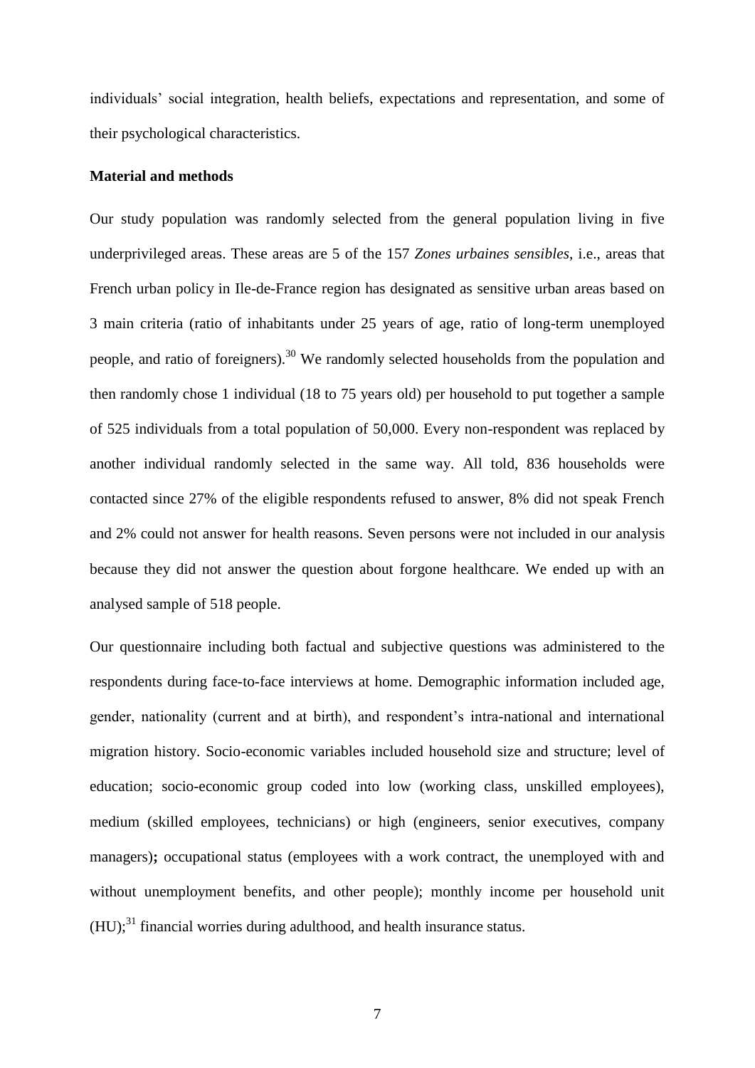individuals' social integration, health beliefs, expectations and representation, and some of their psychological characteristics.

**Material and methods**

Our study population was randomly selected from the general population living in five underprivileged areas. These areas are 5 of the 157 *Zones urbaines sensibles*, i.e., areas that French urban policy in Ile-de-France region has designated as sensitive urban areas based on 3 main criteria (ratio of inhabitants under 25 years of age, ratio of long-term unemployed people, and ratio of foreigners).[30] We randomly selected households from the population and then randomly chose 1 individual (18 to 75 years old) per household to put together a sample of 525 individuals from a total population of 50,000. Every non-respondent was replaced by another individual randomly selected in the same way. All told, 836 households were contacted since 27% of the eligible respondents refused to answer, 8% did not speak French and 2% could not answer for health reasons. Seven persons were not included in our analysis because they did not answer the question about forgone healthcare. We ended up with an analysed sample of 518 people.

Our questionnaire including both factual and subjective questions was administered to the respondents during face-to-face interviews at home. Demographic information included age, gender, nationality (current and at birth), and respondent's intra-national and international migration history. Socio-economic variables included household size and structure; level of education; socio-economic group coded into low (working class, unskilled employees), medium (skilled employees, technicians) or high (engineers, senior executives, company managers)**;** occupational status (employees with a work contract, the unemployed with and without unemployment benefits, and other people); monthly income per household unit (HU);[31] financial worries during adulthood, and health insurance status.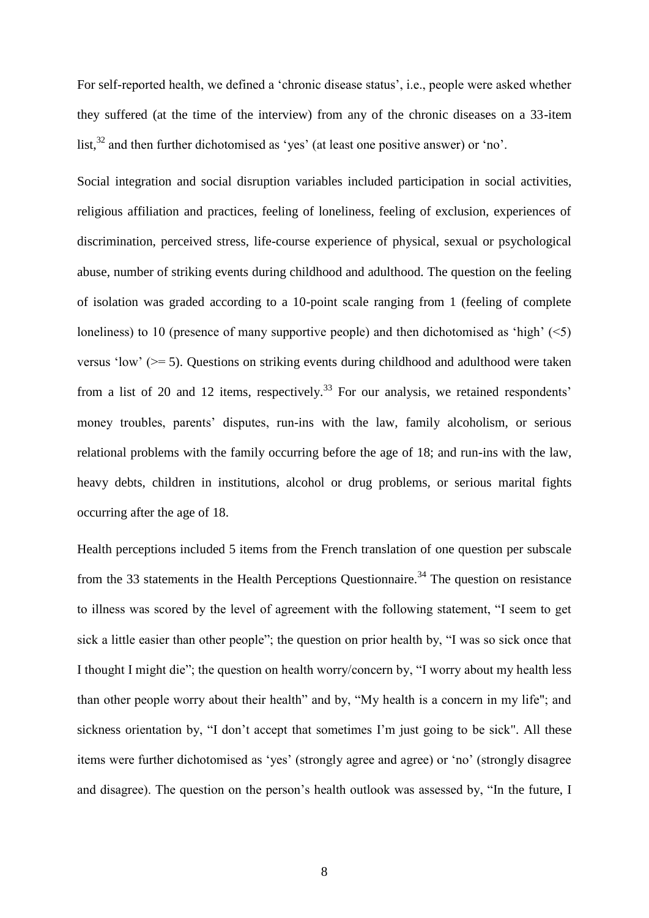For self-reported health, we defined a 'chronic disease status', i.e., people were asked whether they suffered (at the time of the interview) from any of the chronic diseases on a 33-item list,[32] and then further dichotomised as 'yes' (at least one positive answer) or 'no'.

Social integration and social disruption variables included participation in social activities, religious affiliation and practices, feeling of loneliness, feeling of exclusion, experiences of discrimination, perceived stress, life-course experience of physical, sexual or psychological abuse, number of striking events during childhood and adulthood. The question on the feeling of isolation was graded according to a 10-point scale ranging from 1 (feeling of complete loneliness) to 10 (presence of many supportive people) and then dichotomised as 'high' (<5) versus 'low' (>= 5). Questions on striking events during childhood and adulthood were taken from a list of 20 and 12 items, respectively.[33] For our analysis, we retained respondents' money troubles, parents' disputes, run-ins with the law, family alcoholism, or serious relational problems with the family occurring before the age of 18; and run-ins with the law, heavy debts, children in institutions, alcohol or drug problems, or serious marital fights occurring after the age of 18.

Health perceptions included 5 items from the French translation of one question per subscale from the 33 statements in the Health Perceptions Questionnaire.[34] The question on resistance to illness was scored by the level of agreement with the following statement, "I seem to get sick a little easier than other people"; the question on prior health by, "I was so sick once that I thought I might die"; the question on health worry/concern by, "I worry about my health less than other people worry about their health" and by, "My health is a concern in my life"; and sickness orientation by, "I don't accept that sometimes I'm just going to be sick". All these items were further dichotomised as 'yes' (strongly agree and agree) or 'no' (strongly disagree and disagree). The question on the person's health outlook was assessed by, "In the future, I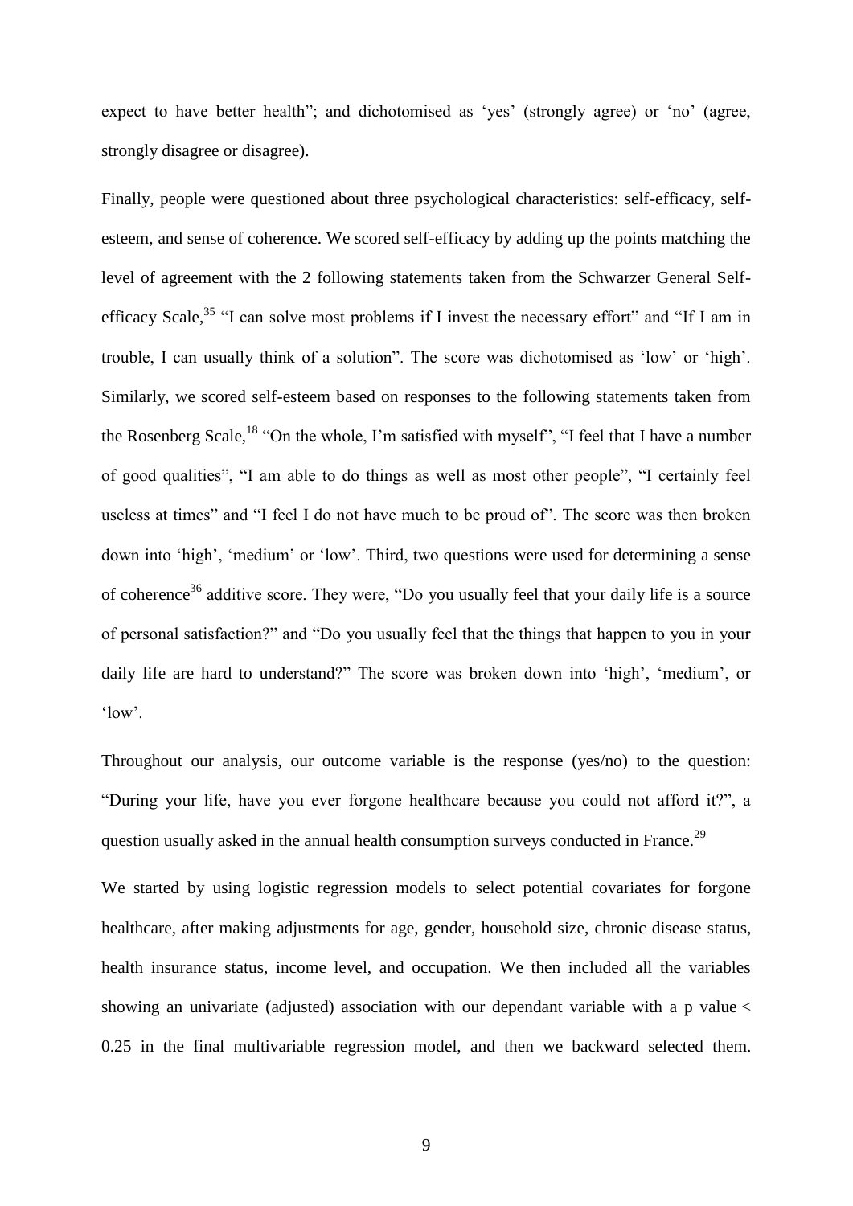expect to have better health"; and dichotomised as 'yes' (strongly agree) or 'no' (agree, strongly disagree or disagree).

Finally, people were questioned about three psychological characteristics: self-efficacy, self-esteem, and sense of coherence. We scored self-efficacy by adding up the points matching the level of agreement with the 2 following statements taken from the Schwarzer General Self-efficacy Scale,[35] "I can solve most problems if I invest the necessary effort" and "If I am in trouble, I can usually think of a solution". The score was dichotomised as 'low' or 'high'. Similarly, we scored self-esteem based on responses to the following statements taken from the Rosenberg Scale,[18] "On the whole, I'm satisfied with myself", "I feel that I have a number of good qualities", "I am able to do things as well as most other people", "I certainly feel useless at times" and "I feel I do not have much to be proud of". The score was then broken down into 'high', 'medium' or 'low'. Third, two questions were used for determining a sense of coherence[36] additive score. They were, "Do you usually feel that your daily life is a source of personal satisfaction?" and "Do you usually feel that the things that happen to you in your daily life are hard to understand?" The score was broken down into 'high', 'medium', or 'low'.

Throughout our analysis, our outcome variable is the response (yes/no) to the question: "During your life, have you ever forgone healthcare because you could not afford it?", a question usually asked in the annual health consumption surveys conducted in France.[29]

We started by using logistic regression models to select potential covariates for forgone healthcare, after making adjustments for age, gender, household size, chronic disease status, health insurance status, income level, and occupation. We then included all the variables showing an univariate (adjusted) association with our dependant variable with a p value $< 0.25$ in the final multivariable regression model, and then we backward selected them.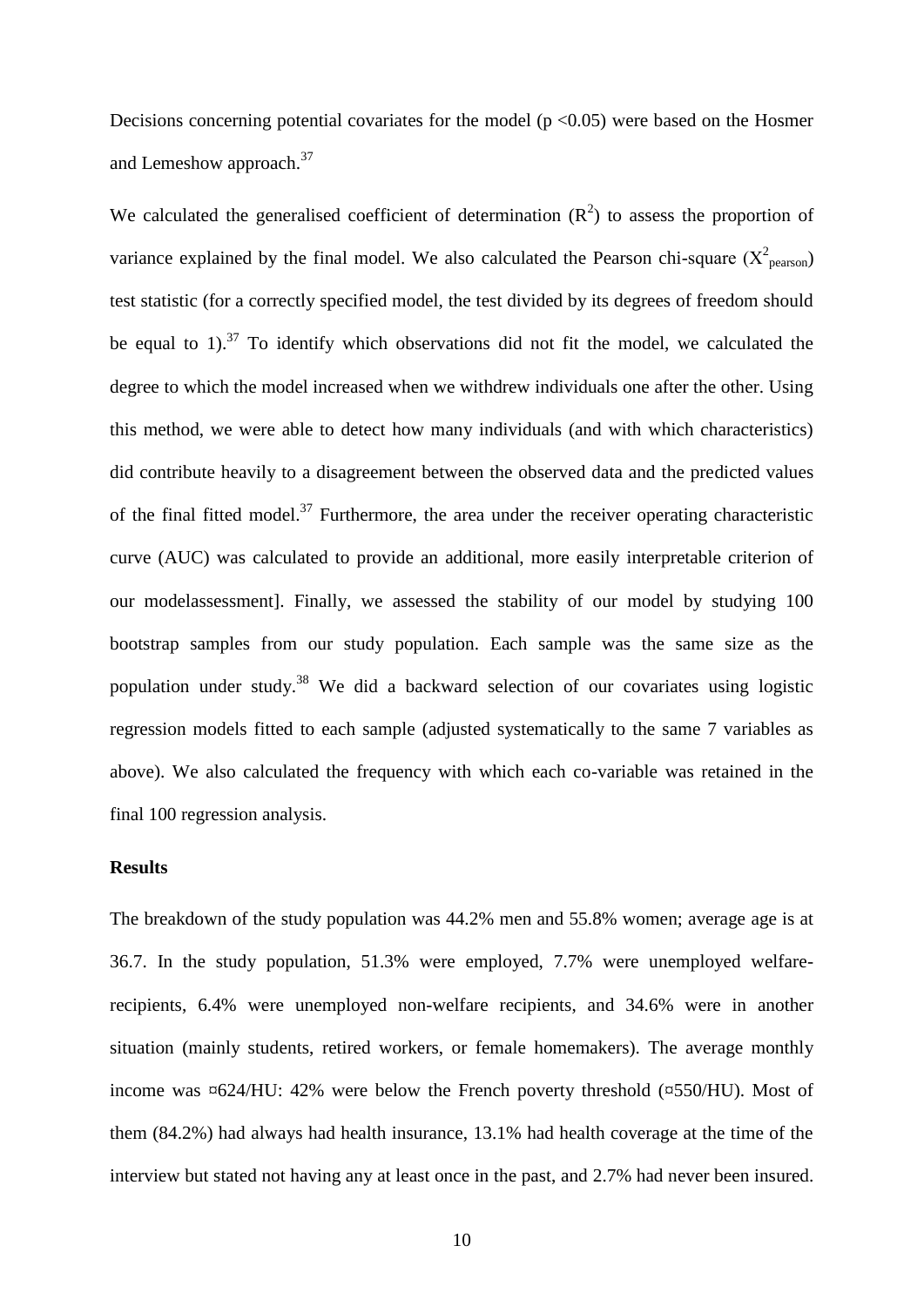Decisions concerning potential covariates for the model ($p < 0.05$) were based on the Hosmer and Lemeshow approach.[37]

We calculated the generalised coefficient of determination ($R^2$) to assess the proportion of variance explained by the final model. We also calculated the Pearson chi-square ($X^2_{pearson}$) test statistic (for a correctly specified model, the test divided by its degrees of freedom should be equal to 1).[37] To identify which observations did not fit the model, we calculated the degree to which the model increased when we withdrew individuals one after the other. Using this method, we were able to detect how many individuals (and with which characteristics) did contribute heavily to a disagreement between the observed data and the predicted values of the final fitted model.[37] Furthermore, the area under the receiver operating characteristic curve (AUC) was calculated to provide an additional, more easily interpretable criterion of our modelassessment]. Finally, we assessed the stability of our model by studying 100 bootstrap samples from our study population. Each sample was the same size as the population under study.[38] We did a backward selection of our covariates using logistic regression models fitted to each sample (adjusted systematically to the same 7 variables as above). We also calculated the frequency with which each co-variable was retained in the final 100 regression analysis.

**Results**

The breakdown of the study population was 44.2% men and 55.8% women; average age is at 36.7. In the study population, 51.3% were employed, 7.7% were unemployed welfare-recipients, 6.4% were unemployed non-welfare recipients, and 34.6% were in another situation (mainly students, retired workers, or female homemakers). The average monthly income was ¤624/HU: 42% were below the French poverty threshold (¤550/HU). Most of them (84.2%) had always had health insurance, 13.1% had health coverage at the time of the interview but stated not having any at least once in the past, and 2.7% had never been insured.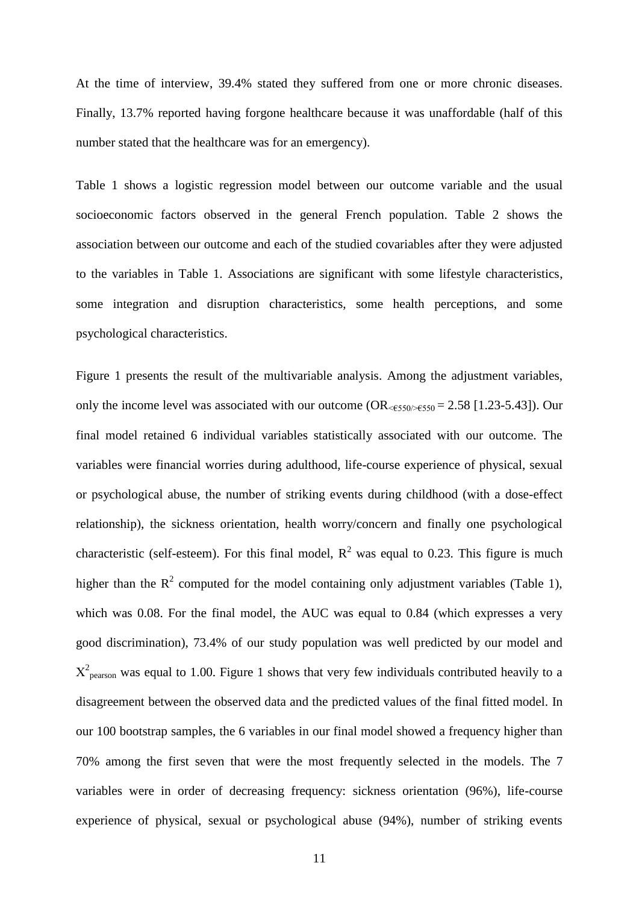At the time of interview, 39.4% stated they suffered from one or more chronic diseases. Finally, 13.7% reported having forgone healthcare because it was unaffordable (half of this number stated that the healthcare was for an emergency).

Table 1 shows a logistic regression model between our outcome variable and the usual socioeconomic factors observed in the general French population. Table 2 shows the association between our outcome and each of the studied covariables after they were adjusted to the variables in Table 1. Associations are significant with some lifestyle characteristics, some integration and disruption characteristics, some health perceptions, and some psychological characteristics.

Figure 1 presents the result of the multivariable analysis. Among the adjustment variables, only the income level was associated with our outcome ($OR_{<€550/>€550}$ = 2.58 [1.23-5.43]). Our final model retained 6 individual variables statistically associated with our outcome. The variables were financial worries during adulthood, life-course experience of physical, sexual or psychological abuse, the number of striking events during childhood (with a dose-effect relationship), the sickness orientation, health worry/concern and finally one psychological characteristic (self-esteem). For this final model, $R^2$ was equal to 0.23. This figure is much higher than the $R^2$ computed for the model containing only adjustment variables (Table 1), which was 0.08. For the final model, the AUC was equal to 0.84 (which expresses a very good discrimination), 73.4% of our study population was well predicted by our model and $X^2_{pearson}$ was equal to 1.00. Figure 1 shows that very few individuals contributed heavily to a disagreement between the observed data and the predicted values of the final fitted model. In our 100 bootstrap samples, the 6 variables in our final model showed a frequency higher than 70% among the first seven that were the most frequently selected in the models. The 7 variables were in order of decreasing frequency: sickness orientation (96%), life-course experience of physical, sexual or psychological abuse (94%), number of striking events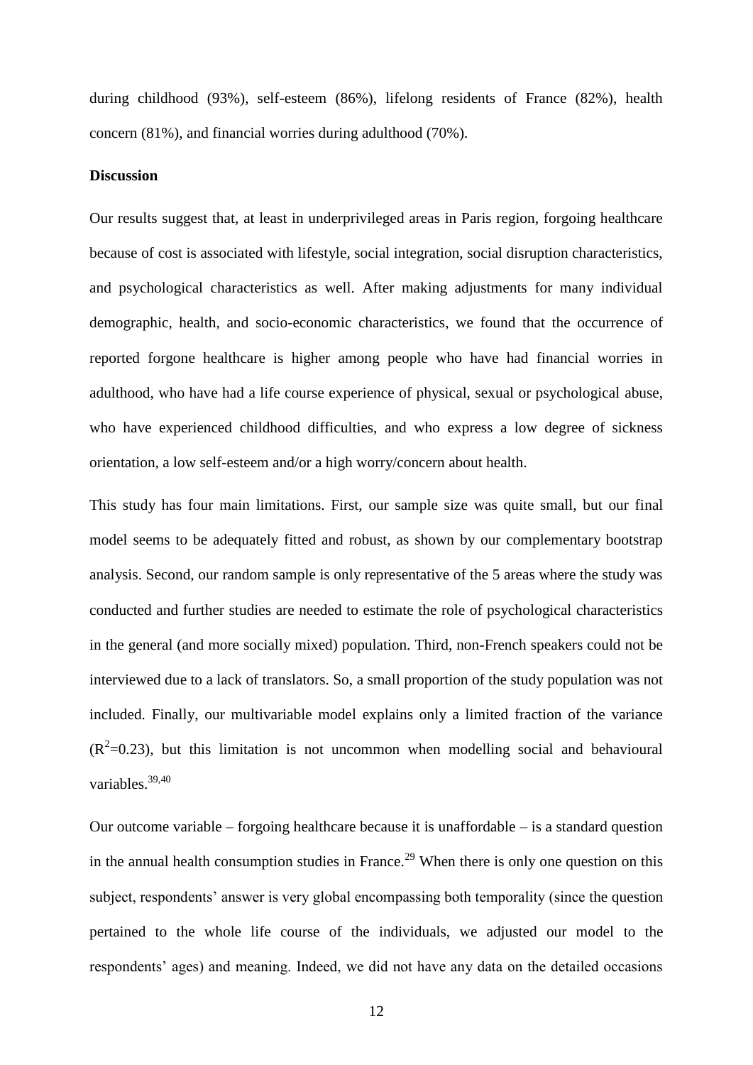during childhood (93%), self-esteem (86%), lifelong residents of France (82%), health concern (81%), and financial worries during adulthood (70%).

## Discussion

Our results suggest that, at least in underprivileged areas in Paris region, forgoing healthcare because of cost is associated with lifestyle, social integration, social disruption characteristics, and psychological characteristics as well. After making adjustments for many individual demographic, health, and socio-economic characteristics, we found that the occurrence of reported forgone healthcare is higher among people who have had financial worries in adulthood, who have had a life course experience of physical, sexual or psychological abuse, who have experienced childhood difficulties, and who express a low degree of sickness orientation, a low self-esteem and/or a high worry/concern about health.

This study has four main limitations. First, our sample size was quite small, but our final model seems to be adequately fitted and robust, as shown by our complementary bootstrap analysis. Second, our random sample is only representative of the 5 areas where the study was conducted and further studies are needed to estimate the role of psychological characteristics in the general (and more socially mixed) population. Third, non-French speakers could not be interviewed due to a lack of translators. So, a small proportion of the study population was not included. Finally, our multivariable model explains only a limited fraction of the variance ($R^2$=0.23), but this limitation is not uncommon when modelling social and behavioural variables.[39,40]

Our outcome variable – forgoing healthcare because it is unaffordable – is a standard question in the annual health consumption studies in France.[29] When there is only one question on this subject, respondents' answer is very global encompassing both temporality (since the question pertained to the whole life course of the individuals, we adjusted our model to the respondents' ages) and meaning. Indeed, we did not have any data on the detailed occasions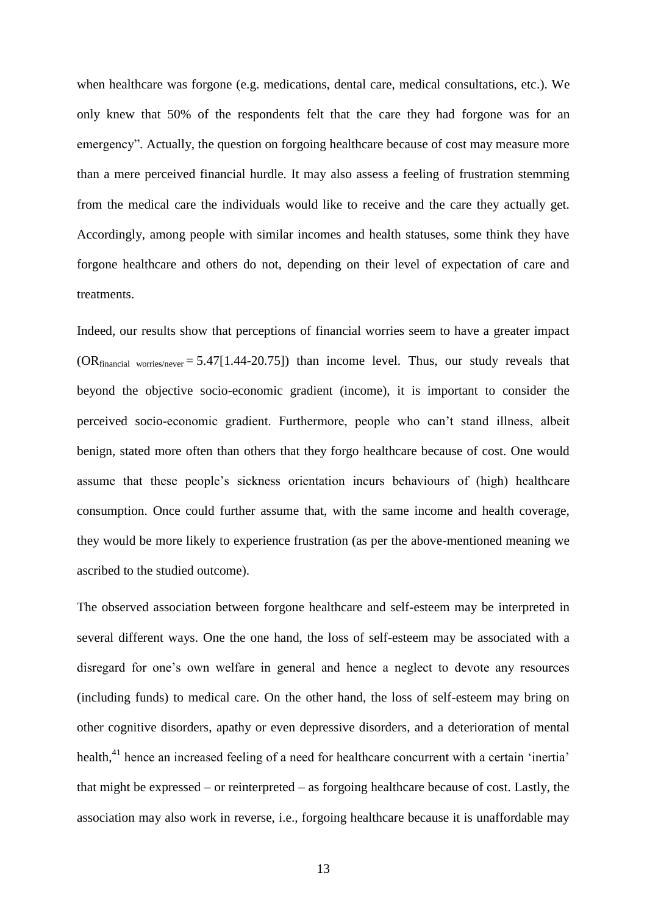when healthcare was forgone (e.g. medications, dental care, medical consultations, etc.). We only knew that 50% of the respondents felt that the care they had forgone was for an emergency". Actually, the question on forgoing healthcare because of cost may measure more than a mere perceived financial hurdle. It may also assess a feeling of frustration stemming from the medical care the individuals would like to receive and the care they actually get. Accordingly, among people with similar incomes and health statuses, some think they have forgone healthcare and others do not, depending on their level of expectation of care and treatments.

Indeed, our results show that perceptions of financial worries seem to have a greater impact ($OR_{\text{financial worries/never}} = 5.47[1.44\text{-}20.75]$) than income level. Thus, our study reveals that beyond the objective socio-economic gradient (income), it is important to consider the perceived socio-economic gradient. Furthermore, people who can't stand illness, albeit benign, stated more often than others that they forgo healthcare because of cost. One would assume that these people's sickness orientation incurs behaviours of (high) healthcare consumption. Once could further assume that, with the same income and health coverage, they would be more likely to experience frustration (as per the above-mentioned meaning we ascribed to the studied outcome).

The observed association between forgone healthcare and self-esteem may be interpreted in several different ways. One the one hand, the loss of self-esteem may be associated with a disregard for one's own welfare in general and hence a neglect to devote any resources (including funds) to medical care. On the other hand, the loss of self-esteem may bring on other cognitive disorders, apathy or even depressive disorders, and a deterioration of mental health,[41] hence an increased feeling of a need for healthcare concurrent with a certain 'inertia' that might be expressed – or reinterpreted – as forgoing healthcare because of cost. Lastly, the association may also work in reverse, i.e., forgoing healthcare because it is unaffordable may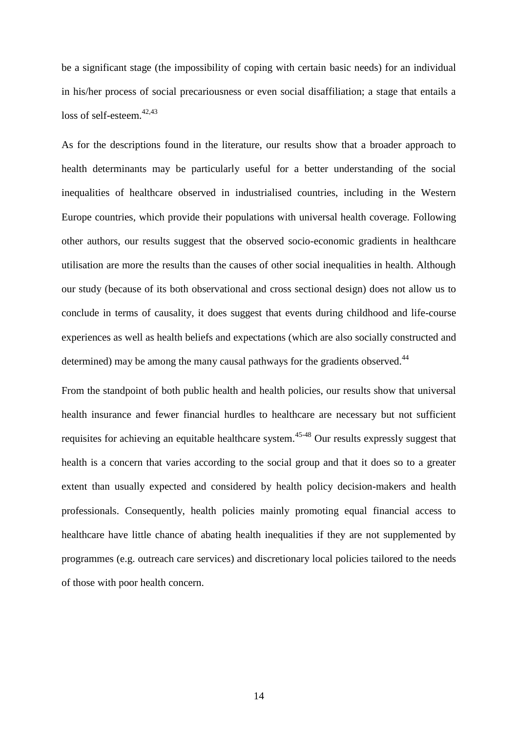be a significant stage (the impossibility of coping with certain basic needs) for an individual in his/her process of social precariousness or even social disaffiliation; a stage that entails a loss of self-esteem.[42,43]

As for the descriptions found in the literature, our results show that a broader approach to health determinants may be particularly useful for a better understanding of the social inequalities of healthcare observed in industrialised countries, including in the Western Europe countries, which provide their populations with universal health coverage. Following other authors, our results suggest that the observed socio-economic gradients in healthcare utilisation are more the results than the causes of other social inequalities in health. Although our study (because of its both observational and cross sectional design) does not allow us to conclude in terms of causality, it does suggest that events during childhood and life-course experiences as well as health beliefs and expectations (which are also socially constructed and determined) may be among the many causal pathways for the gradients observed.[44]

From the standpoint of both public health and health policies, our results show that universal health insurance and fewer financial hurdles to healthcare are necessary but not sufficient requisites for achieving an equitable healthcare system.[45-48] Our results expressly suggest that health is a concern that varies according to the social group and that it does so to a greater extent than usually expected and considered by health policy decision-makers and health professionals. Consequently, health policies mainly promoting equal financial access to healthcare have little chance of abating health inequalities if they are not supplemented by programmes (e.g. outreach care services) and discretionary local policies tailored to the needs of those with poor health concern.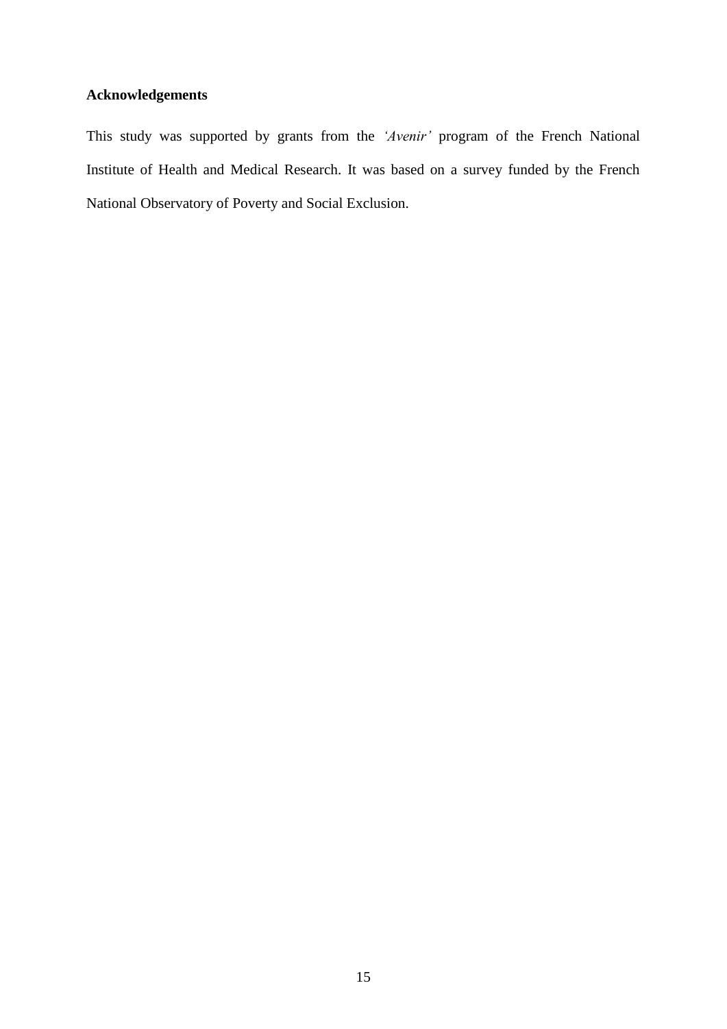**Acknowledgements**

This study was supported by grants from the *'Avenir'* program of the French National Institute of Health and Medical Research. It was based on a survey funded by the French National Observatory of Poverty and Social Exclusion.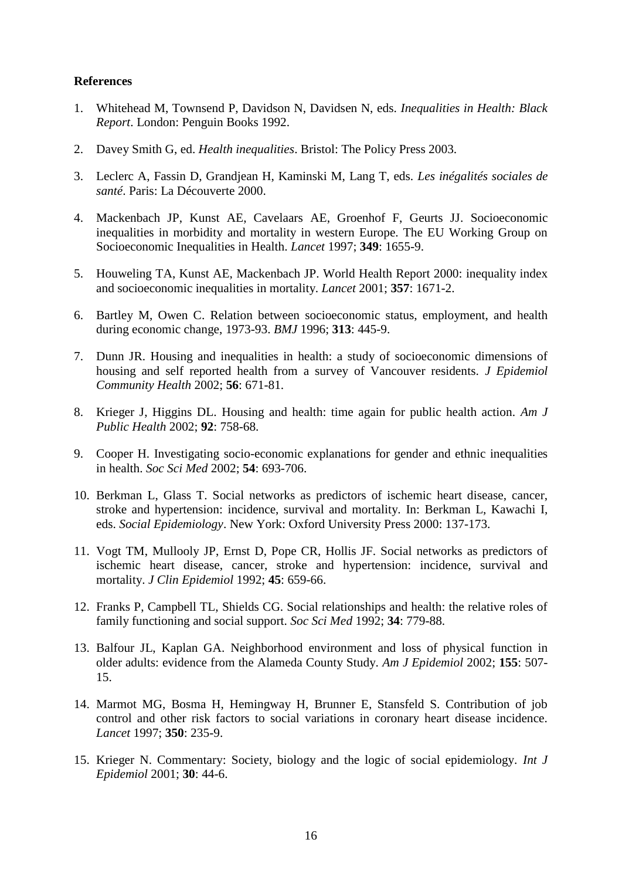**References**

1. Whitehead M, Townsend P, Davidson N, Davidsen N, eds. *Inequalities in Health: Black Report*. London: Penguin Books 1992.

2. Davey Smith G, ed. *Health inequalities*. Bristol: The Policy Press 2003.

3. Leclerc A, Fassin D, Grandjean H, Kaminski M, Lang T, eds. *Les inégalités sociales de santé*. Paris: La Découverte 2000.

4. Mackenbach JP, Kunst AE, Cavelaars AE, Groenhof F, Geurts JJ. Socioeconomic inequalities in morbidity and mortality in western Europe. The EU Working Group on Socioeconomic Inequalities in Health. *Lancet* 1997; **349**: 1655-9.

5. Houweling TA, Kunst AE, Mackenbach JP. World Health Report 2000: inequality index and socioeconomic inequalities in mortality. *Lancet* 2001; **357**: 1671-2.

6. Bartley M, Owen C. Relation between socioeconomic status, employment, and health during economic change, 1973-93. *BMJ* 1996; **313**: 445-9.

7. Dunn JR. Housing and inequalities in health: a study of socioeconomic dimensions of housing and self reported health from a survey of Vancouver residents. *J Epidemiol Community Health* 2002; **56**: 671-81.

8. Krieger J, Higgins DL. Housing and health: time again for public health action. *Am J Public Health* 2002; **92**: 758-68.

9. Cooper H. Investigating socio-economic explanations for gender and ethnic inequalities in health. *Soc Sci Med* 2002; **54**: 693-706.

10. Berkman L, Glass T. Social networks as predictors of ischemic heart disease, cancer, stroke and hypertension: incidence, survival and mortality. In: Berkman L, Kawachi I, eds. *Social Epidemiology*. New York: Oxford University Press 2000: 137-173.

11. Vogt TM, Mullooly JP, Ernst D, Pope CR, Hollis JF. Social networks as predictors of ischemic heart disease, cancer, stroke and hypertension: incidence, survival and mortality. *J Clin Epidemiol* 1992; **45**: 659-66.

12. Franks P, Campbell TL, Shields CG. Social relationships and health: the relative roles of family functioning and social support. *Soc Sci Med* 1992; **34**: 779-88.

13. Balfour JL, Kaplan GA. Neighborhood environment and loss of physical function in older adults: evidence from the Alameda County Study. *Am J Epidemiol* 2002; **155**: 507-15.

14. Marmot MG, Bosma H, Hemingway H, Brunner E, Stansfeld S. Contribution of job control and other risk factors to social variations in coronary heart disease incidence. *Lancet* 1997; **350**: 235-9.

15. Krieger N. Commentary: Society, biology and the logic of social epidemiology. *Int J Epidemiol* 2001; **30**: 44-6.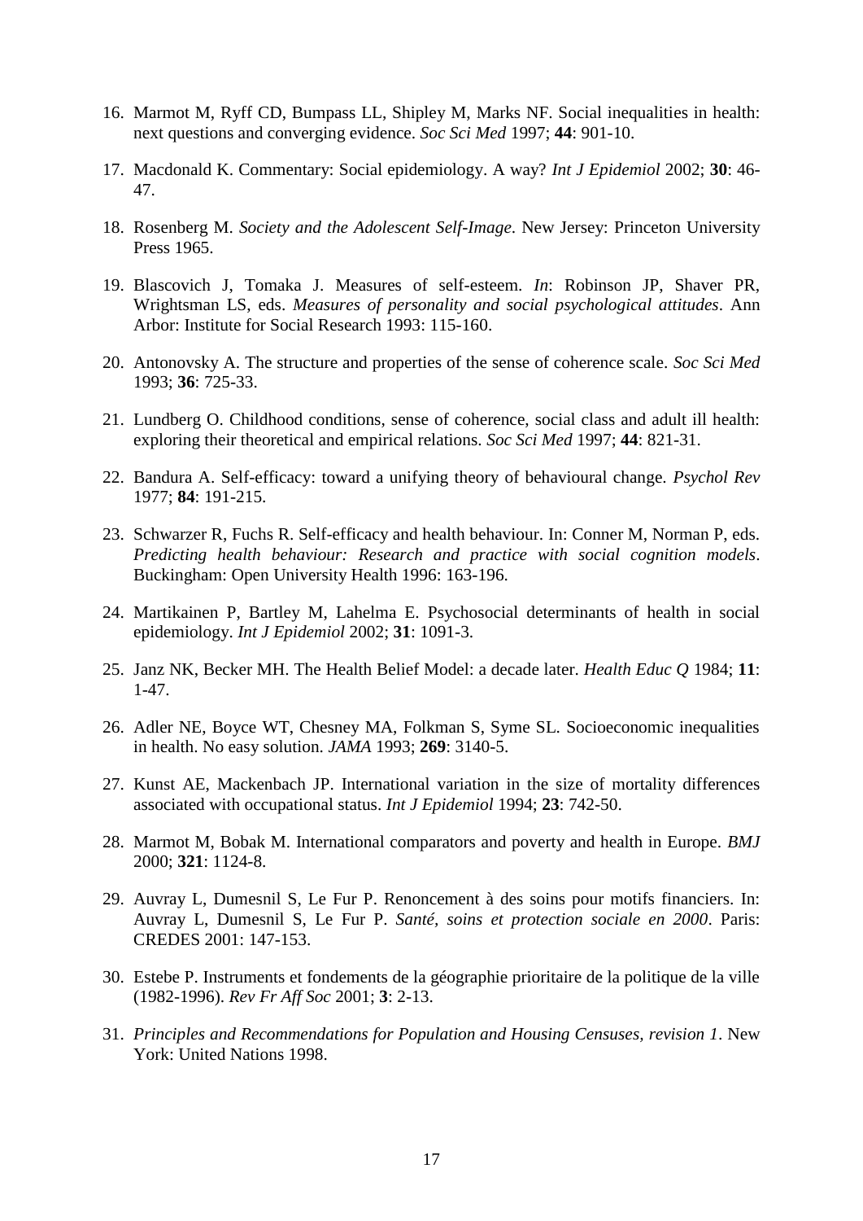16. Marmot M, Ryff CD, Bumpass LL, Shipley M, Marks NF. Social inequalities in health: next questions and converging evidence. *Soc Sci Med* 1997; **44**: 901-10.

17. Macdonald K. Commentary: Social epidemiology. A way? *Int J Epidemiol* 2002; **30**: 46-47.

18. Rosenberg M. *Society and the Adolescent Self-Image*. New Jersey: Princeton University Press 1965.

19. Blascovich J, Tomaka J. Measures of self-esteem. *In*: Robinson JP, Shaver PR, Wrightsman LS, eds. *Measures of personality and social psychological attitudes*. Ann Arbor: Institute for Social Research 1993: 115-160.

20. Antonovsky A. The structure and properties of the sense of coherence scale. *Soc Sci Med* 1993; **36**: 725-33.

21. Lundberg O. Childhood conditions, sense of coherence, social class and adult ill health: exploring their theoretical and empirical relations. *Soc Sci Med* 1997; **44**: 821-31.

22. Bandura A. Self-efficacy: toward a unifying theory of behavioural change. *Psychol Rev* 1977; **84**: 191-215.

23. Schwarzer R, Fuchs R. Self-efficacy and health behaviour. In: Conner M, Norman P, eds. *Predicting health behaviour: Research and practice with social cognition models*. Buckingham: Open University Health 1996: 163-196.

24. Martikainen P, Bartley M, Lahelma E. Psychosocial determinants of health in social epidemiology. *Int J Epidemiol* 2002; **31**: 1091-3.

25. Janz NK, Becker MH. The Health Belief Model: a decade later. *Health Educ Q* 1984; **11**: 1-47.

26. Adler NE, Boyce WT, Chesney MA, Folkman S, Syme SL. Socioeconomic inequalities in health. No easy solution. *JAMA* 1993; **269**: 3140-5.

27. Kunst AE, Mackenbach JP. International variation in the size of mortality differences associated with occupational status. *Int J Epidemiol* 1994; **23**: 742-50.

28. Marmot M, Bobak M. International comparators and poverty and health in Europe. *BMJ* 2000; **321**: 1124-8.

29. Auvray L, Dumesnil S, Le Fur P. Renoncement à des soins pour motifs financiers. In: Auvray L, Dumesnil S, Le Fur P. *Santé, soins et protection sociale en 2000*. Paris: CREDES 2001: 147-153.

30. Estebe P. Instruments et fondements de la géographie prioritaire de la politique de la ville (1982-1996). *Rev Fr Aff Soc* 2001; **3**: 2-13.

31. *Principles and Recommendations for Population and Housing Censuses, revision 1*. New York: United Nations 1998.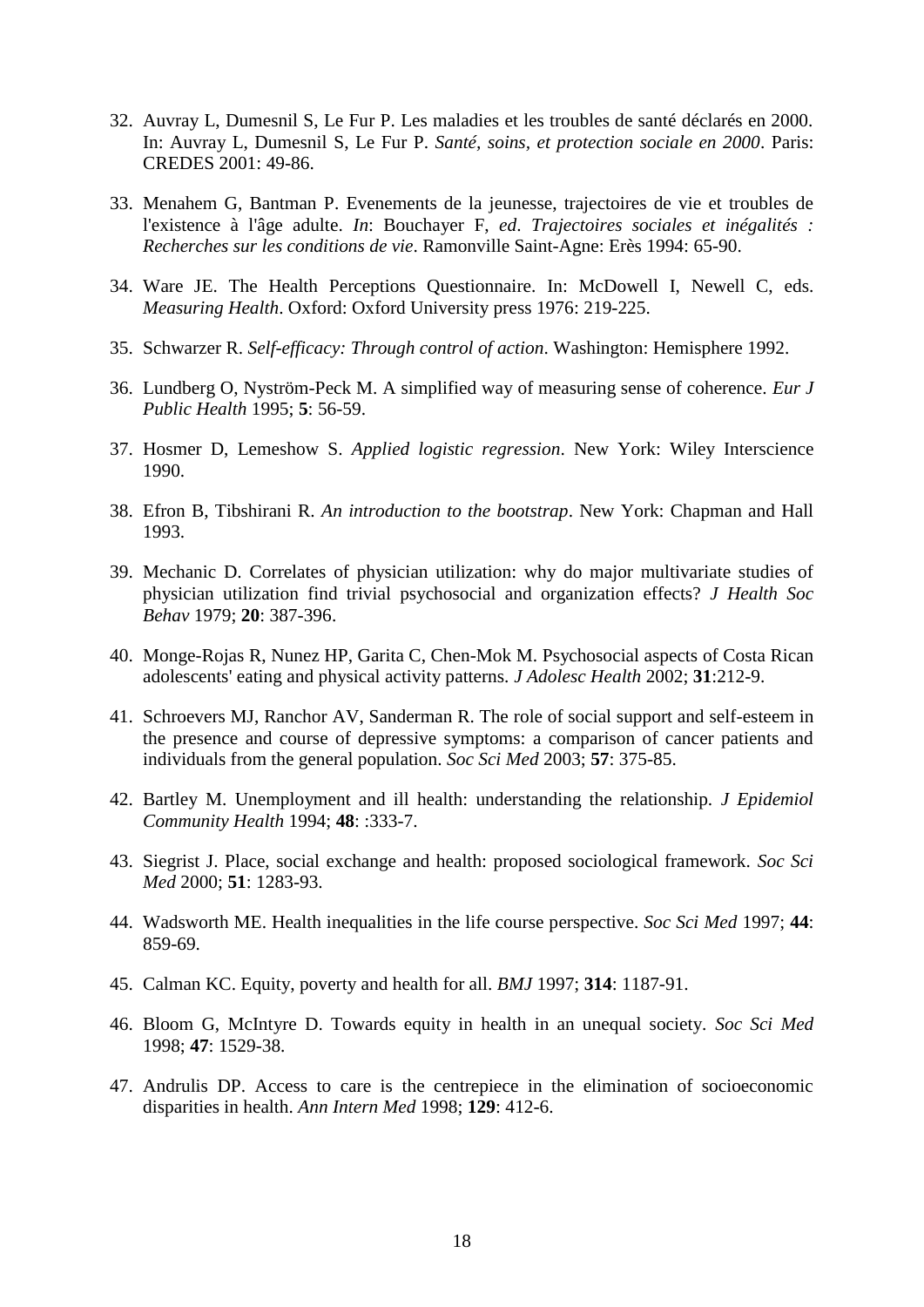32. Auvray L, Dumesnil S, Le Fur P. Les maladies et les troubles de santé déclarés en 2000. In: Auvray L, Dumesnil S, Le Fur P. *Santé, soins, et protection sociale en 2000*. Paris: CREDES 2001: 49-86.

33. Menahem G, Bantman P. Evenements de la jeunesse, trajectoires de vie et troubles de l'existence à l'âge adulte. *In*: Bouchayer F, *ed*. *Trajectoires sociales et inégalités : Recherches sur les conditions de vie*. Ramonville Saint-Agne: Erès 1994: 65-90.

34. Ware JE. The Health Perceptions Questionnaire. In: McDowell I, Newell C, eds. *Measuring Health*. Oxford: Oxford University press 1976: 219-225.

35. Schwarzer R. *Self-efficacy: Through control of action*. Washington: Hemisphere 1992.

36. Lundberg O, Nyström-Peck M. A simplified way of measuring sense of coherence. *Eur J Public Health* 1995; **5**: 56-59.

37. Hosmer D, Lemeshow S. *Applied logistic regression*. New York: Wiley Interscience 1990.

38. Efron B, Tibshirani R. *An introduction to the bootstrap*. New York: Chapman and Hall 1993.

39. Mechanic D. Correlates of physician utilization: why do major multivariate studies of physician utilization find trivial psychosocial and organization effects? *J Health Soc Behav* 1979; **20**: 387-396.

40. Monge-Rojas R, Nunez HP, Garita C, Chen-Mok M. Psychosocial aspects of Costa Rican adolescents' eating and physical activity patterns. *J Adolesc Health* 2002; **31**:212-9.

41. Schroevers MJ, Ranchor AV, Sanderman R. The role of social support and self-esteem in the presence and course of depressive symptoms: a comparison of cancer patients and individuals from the general population. *Soc Sci Med* 2003; **57**: 375-85.

42. Bartley M. Unemployment and ill health: understanding the relationship. *J Epidemiol Community Health* 1994; **48**: :333-7.

43. Siegrist J. Place, social exchange and health: proposed sociological framework. *Soc Sci Med* 2000; **51**: 1283-93.

44. Wadsworth ME. Health inequalities in the life course perspective. *Soc Sci Med* 1997; **44**: 859-69.

45. Calman KC. Equity, poverty and health for all. *BMJ* 1997; **314**: 1187-91.

46. Bloom G, McIntyre D. Towards equity in health in an unequal society. *Soc Sci Med* 1998; **47**: 1529-38.

47. Andrulis DP. Access to care is the centrepiece in the elimination of socioeconomic disparities in health. *Ann Intern Med* 1998; **129**: 412-6.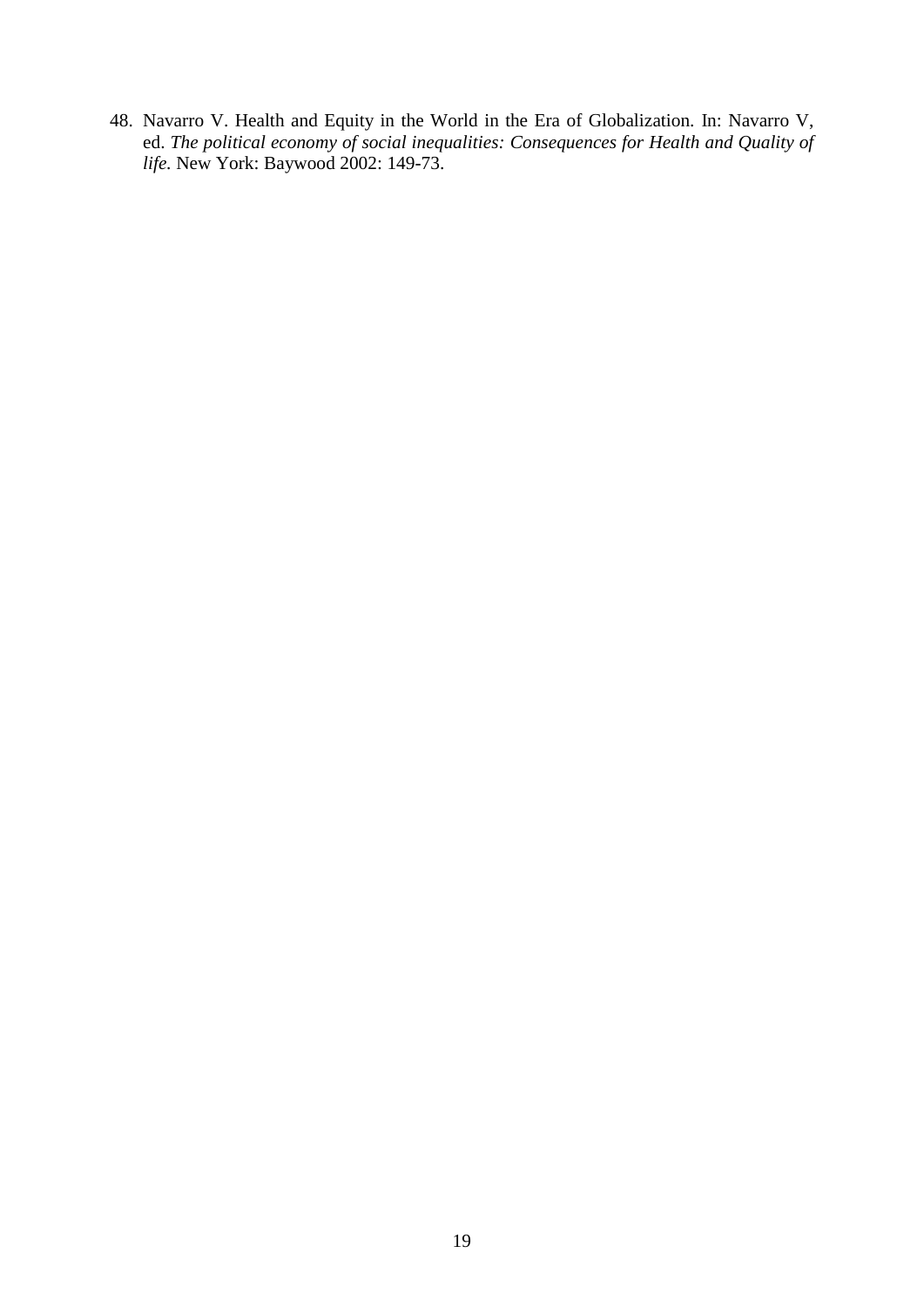48. Navarro V. Health and Equity in the World in the Era of Globalization. In: Navarro V, ed. *The political economy of social inequalities: Consequences for Health and Quality of life*. New York: Baywood 2002: 149-73.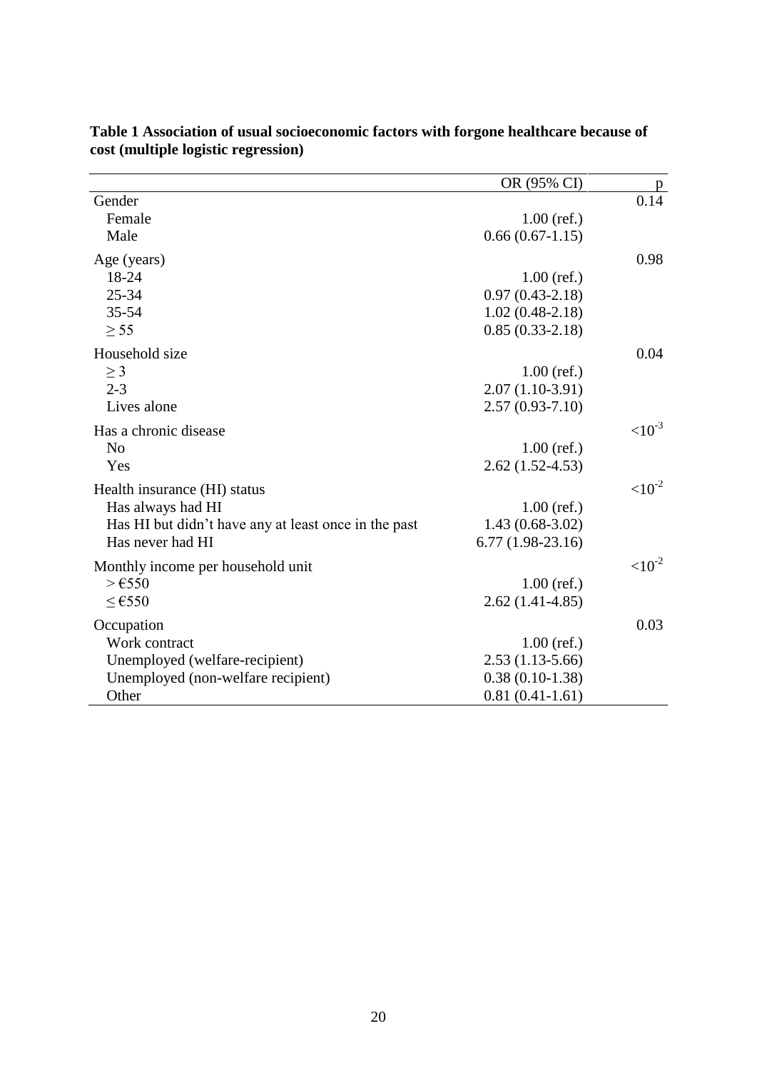**Table 1 Association of usual socioeconomic factors with forgone healthcare because of cost (multiple logistic regression)**

| | OR (95% CI) | p |
|---|---|---|
| Gender | | 0.14 |
| Female | 1.00 (ref.) | |
| Male | 0.66 (0.67-1.15) | |
| Age (years) | | 0.98 |
| 18-24 | 1.00 (ref.) | |
| 25-34 | 0.97 (0.43-2.18) | |
| 35-54 | 1.02 (0.48-2.18) | |
| ≥ 55 | 0.85 (0.33-2.18) | |
| Household size | | 0.04 |
| ≥ 3 | 1.00 (ref.) | |
| 2-3 | 2.07 (1.10-3.91) | |
| Lives alone | 2.57 (0.93-7.10) | |
| Has a chronic disease | | $<10^{-3}$ |
| No | 1.00 (ref.) | |
| Yes | 2.62 (1.52-4.53) | |
| Health insurance (HI) status | | $<10^{-2}$ |
| Has always had HI | 1.00 (ref.) | |
| Has HI but didn't have any at least once in the past | 1.43 (0.68-3.02) | |
| Has never had HI | 6.77 (1.98-23.16) | |
| Monthly income per household unit | | $<10^{-2}$ |
| > €550 | 1.00 (ref.) | |
| ≤ €550 | 2.62 (1.41-4.85) | |
| Occupation | | 0.03 |
| Work contract | 1.00 (ref.) | |
| Unemployed (welfare-recipient) | 2.53 (1.13-5.66) | |
| Unemployed (non-welfare recipient) | 0.38 (0.10-1.38) | |
| Other | 0.81 (0.41-1.61) | |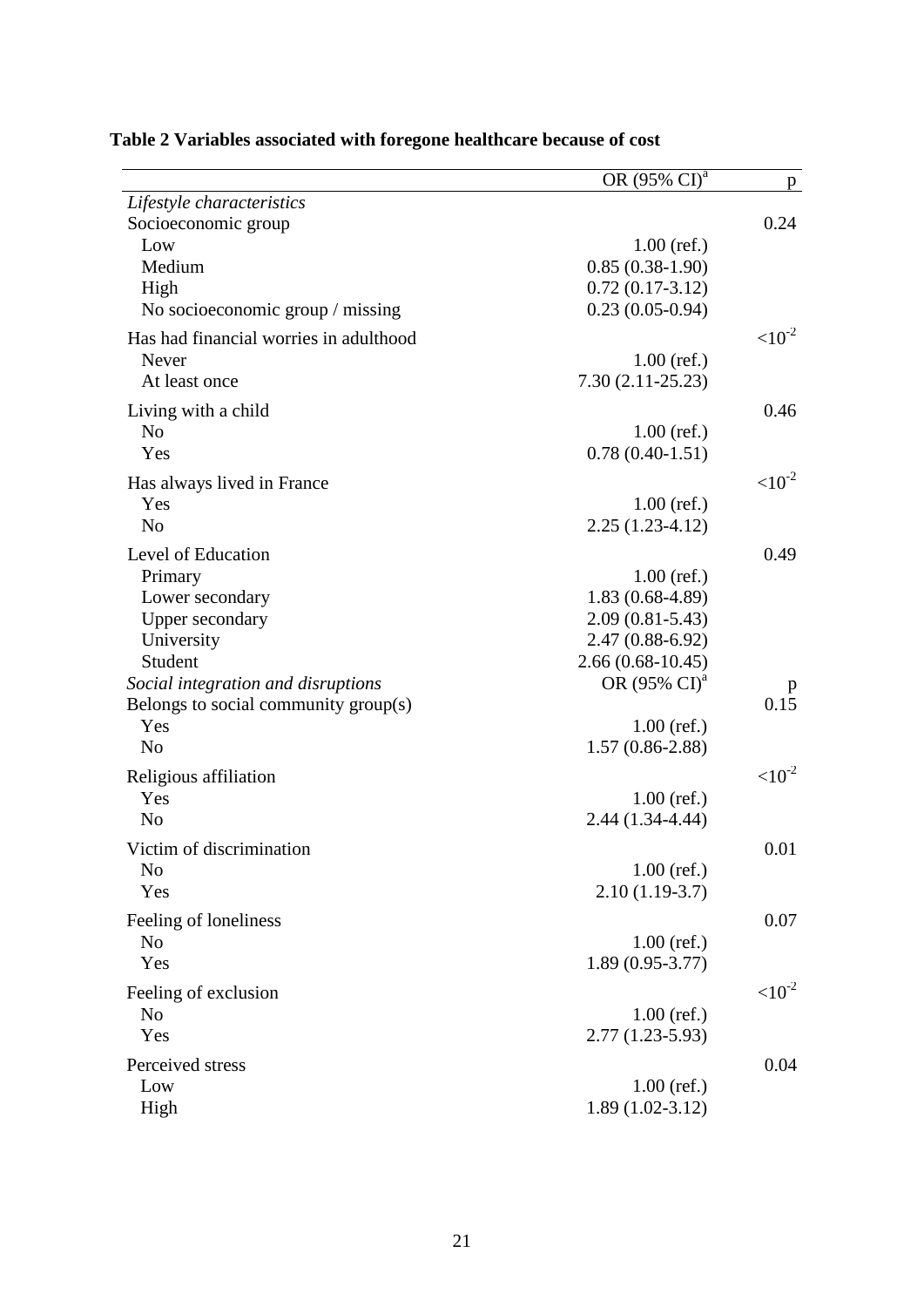**Table 2 Variables associated with foregone healthcare because of cost**

| | OR (95% CI)[a] | p |
|---|---|---|
| *Lifestyle characteristics* | | |
| Socioeconomic group | | 0.24 |
| Low | 1.00 (ref.) | |
| Medium | 0.85 (0.38-1.90) | |
| High | 0.72 (0.17-3.12) | |
| No socioeconomic group / missing | 0.23 (0.05-0.94) | |
| Has had financial worries in adulthood | | $<10^{-2}$ |
| Never | 1.00 (ref.) | |
| At least once | 7.30 (2.11-25.23) | |
| Living with a child | | 0.46 |
| No | 1.00 (ref.) | |
| Yes | 0.78 (0.40-1.51) | |
| Has always lived in France | | $<10^{-2}$ |
| Yes | 1.00 (ref.) | |
| No | 2.25 (1.23-4.12) | |
| Level of Education | | 0.49 |
| Primary | 1.00 (ref.) | |
| Lower secondary | 1.83 (0.68-4.89) | |
| Upper secondary | 2.09 (0.81-5.43) | |
| University | 2.47 (0.88-6.92) | |
| Student | 2.66 (0.68-10.45) | |
| *Social integration and disruptions* | OR (95% CI)[a] | p |
| Belongs to social community group(s) | | 0.15 |
| Yes | 1.00 (ref.) | |
| No | 1.57 (0.86-2.88) | |
| Religious affiliation | | $<10^{-2}$ |
| Yes | 1.00 (ref.) | |
| No | 2.44 (1.34-4.44) | |
| Victim of discrimination | | 0.01 |
| No | 1.00 (ref.) | |
| Yes | 2.10 (1.19-3.7) | |
| Feeling of loneliness | | 0.07 |
| No | 1.00 (ref.) | |
| Yes | 1.89 (0.95-3.77) | |
| Feeling of exclusion | | $<10^{-2}$ |
| No | 1.00 (ref.) | |
| Yes | 2.77 (1.23-5.93) | |
| Perceived stress | | 0.04 |
| Low | 1.00 (ref.) | |
| High | 1.89 (1.02-3.12) | |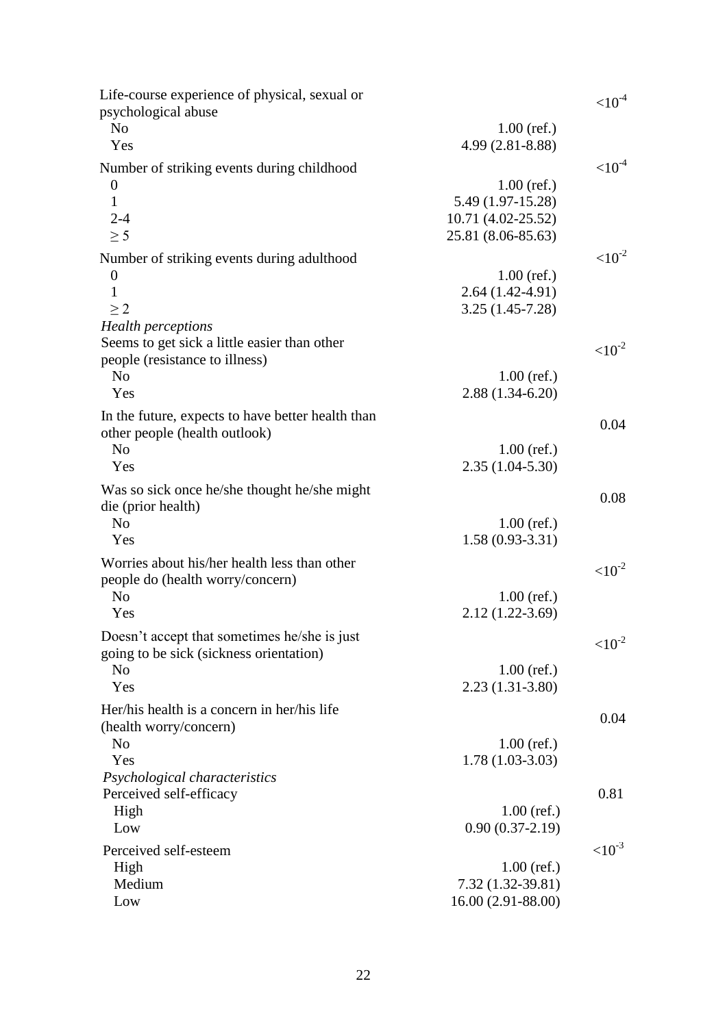| | | |
|---|---|---|
| Life-course experience of physical, sexual or psychological abuse | | $<10^{-4}$ |
| No | 1.00 (ref.) | |
| Yes | 4.99 (2.81-8.88) | |
| Number of striking events during childhood | | $<10^{-4}$ |
| 0 | 1.00 (ref.) | |
| 1 | 5.49 (1.97-15.28) | |
| 2-4 | 10.71 (4.02-25.52) | |
| $\geq 5$ | 25.81 (8.06-85.63) | |
| Number of striking events during adulthood | | $<10^{-2}$ |
| 0 | 1.00 (ref.) | |
| 1 | 2.64 (1.42-4.91) | |
| $\geq 2$ | 3.25 (1.45-7.28) | |
| *Health perceptions* | | |
| Seems to get sick a little easier than other people (resistance to illness) | | $<10^{-2}$ |
| No | 1.00 (ref.) | |
| Yes | 2.88 (1.34-6.20) | |
| In the future, expects to have better health than other people (health outlook) | | 0.04 |
| No | 1.00 (ref.) | |
| Yes | 2.35 (1.04-5.30) | |
| Was so sick once he/she thought he/she might die (prior health) | | 0.08 |
| No | 1.00 (ref.) | |
| Yes | 1.58 (0.93-3.31) | |
| Worries about his/her health less than other people do (health worry/concern) | | $<10^{-2}$ |
| No | 1.00 (ref.) | |
| Yes | 2.12 (1.22-3.69) | |
| Doesn't accept that sometimes he/she is just going to be sick (sickness orientation) | | $<10^{-2}$ |
| No | 1.00 (ref.) | |
| Yes | 2.23 (1.31-3.80) | |
| Her/his health is a concern in her/his life (health worry/concern) | | 0.04 |
| No | 1.00 (ref.) | |
| Yes | 1.78 (1.03-3.03) | |
| *Psychological characteristics* | | |
| Perceived self-efficacy | | 0.81 |
| High | 1.00 (ref.) | |
| Low | 0.90 (0.37-2.19) | |
| Perceived self-esteem | | $<10^{-3}$ |
| High | 1.00 (ref.) | |
| Medium | 7.32 (1.32-39.81) | |
| Low | 16.00 (2.91-88.00) | |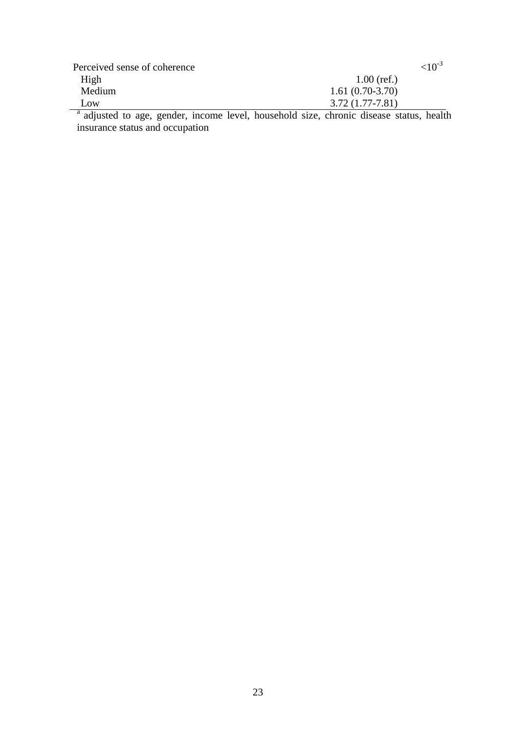| | | |
|---|---|---|
| Perceived sense of coherence | | $<10^{-3}$ |
| High | 1.00 (ref.) | |
| Medium | 1.61 (0.70-3.70) | |
| Low | 3.72 (1.77-7.81) | |

[a] adjusted to age, gender, income level, household size, chronic disease status, health insurance status and occupation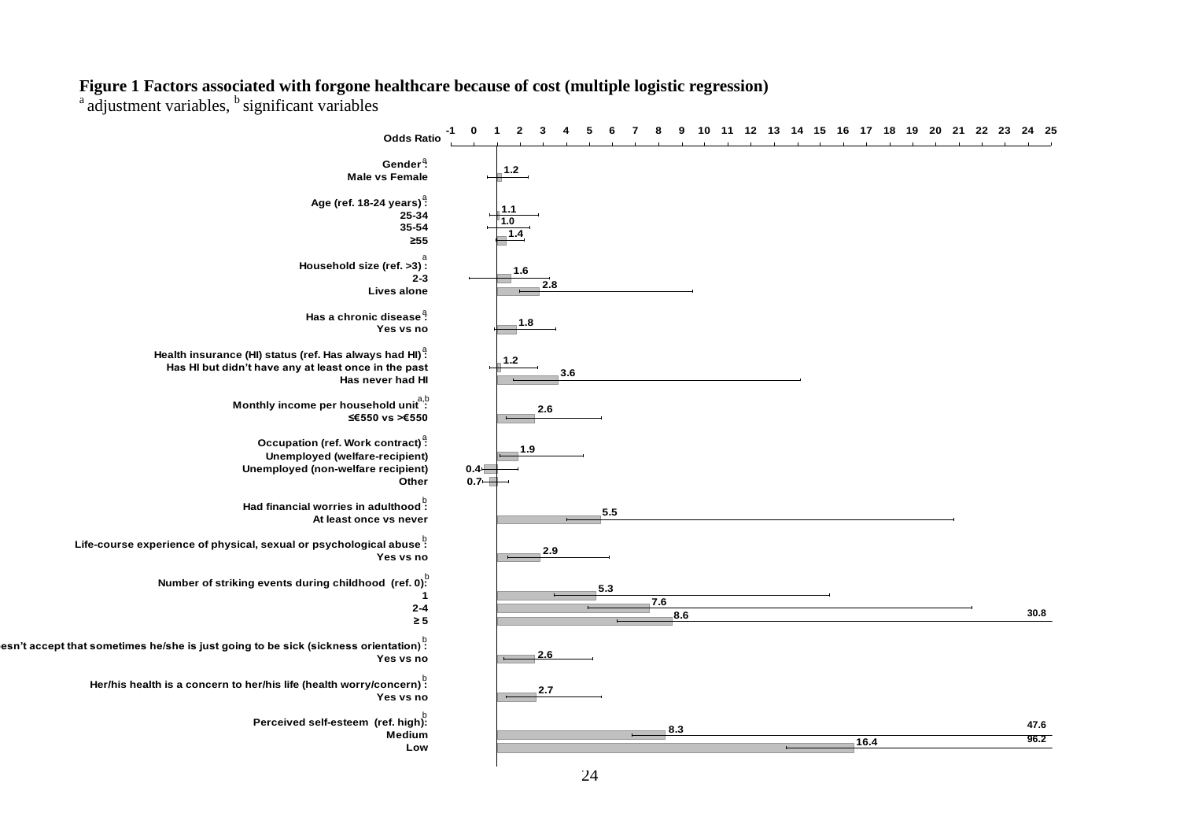**Figure 1 Factors associated with forgone healthcare because of cost (multiple logistic regression)**
[a] adjustment variables, [b] significant variables

Odds Ratio
-1 0 1 2 3 4 5 6 7 8 9 10 11 12 13 14 15 16 17 18 19 20 21 22 23 24 25

Gender[a]:
Male vs Female 1.2

Age (ref. 18-24 years)[a]:
25-34 1.1
35-54 1.0
≥55 1.4

Household size (ref. >3)[a]:
2-3 1.6
Lives alone 2.8

Has a chronic disease[a]:
Yes vs no 1.8

Health insurance (HI) status (ref. Has always had HI)[a]:
Has HI but didn't have any at least once in the past 1.2
Has never had HI 3.6

Monthly income per household unit[a,b]:
≤€550 vs >€550 2.6

Occupation (ref. Work contract)[a]:
Unemployed (welfare-recipient) 1.9
Unemployed (non-welfare recipient) 0.4
Other 0.7

Had financial worries in adulthood[b]:
At least once vs never 5.5

Life-course experience of physical, sexual or psychological abuse[b]:
Yes vs no 2.9

Number of striking events during childhood (ref. 0)[b]:
1 5.3
2-4 7.6
≥ 5 8.6 30.8

esn't accept that sometimes he/she is just going to be sick (sickness orientation)[b]:
Yes vs no 2.6

Her/his health is a concern to her/his life (health worry/concern)[b]:
Yes vs no 2.7

Perceived self-esteem (ref. high)[b]:
Medium 8.3 47.6
Low 16.4 96.2